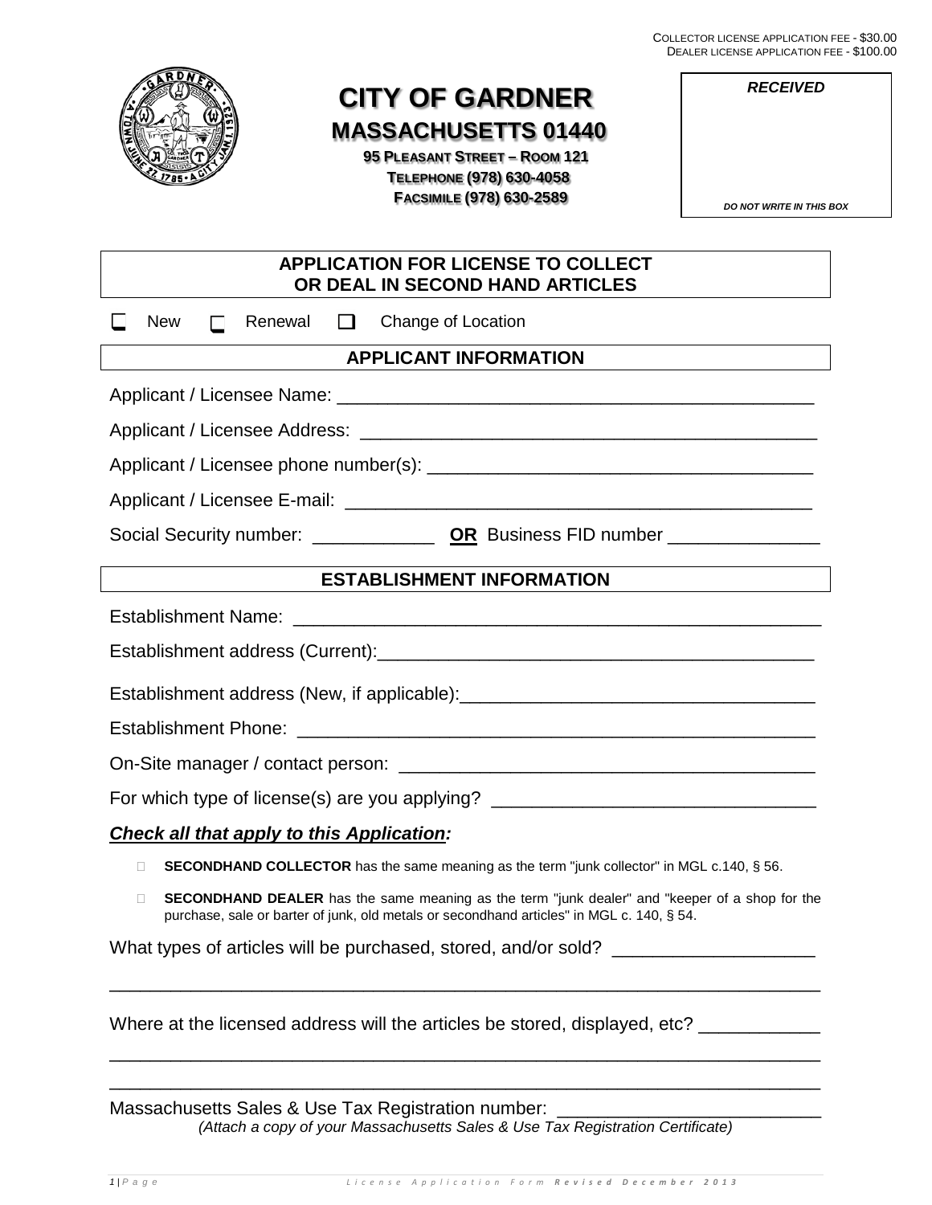COLLECTOR LICENSE APPLICATION FEE - $30.00
DEALER LICENSE APPLICATION FEE - $100.00

# CITY OF GARDNER
## MASSACHUSETTS 01440

**95 PLEASANT STREET – ROOM 121**
**TELEPHONE (978) 630-4058**
**FACSIMILE (978) 630-2589**

| ***RECEIVED*** |
|---|
| ***DO NOT WRITE IN THIS BOX*** |

## APPLICATION FOR LICENSE TO COLLECT OR DEAL IN SECOND HAND ARTICLES

☐ New ☐ Renewal ☐ Change of Location

### APPLICANT INFORMATION

Applicant / Licensee Name: ______________________________________________

Applicant / Licensee Address: ____________________________________________

Applicant / Licensee phone number(s): _____________________________________

Applicant / Licensee E-mail: _____________________________________________

Social Security number: ____________ **OR** Business FID number _______________

### ESTABLISHMENT INFORMATION

Establishment Name: ___________________________________________________

Establishment address (Current):__________________________________________

Establishment address (New, if applicable):__________________________________

Establishment Phone: __________________________________________________

On-Site manager / contact person: _______________________________________

For which type of license(s) are you applying? _______________________________

***Check all that apply to this Application:***

- ☐ **SECONDHAND COLLECTOR** has the same meaning as the term "junk collector" in MGL c.140, § 56.
- ☐ **SECONDHAND DEALER** has the same meaning as the term "junk dealer" and "keeper of a shop for the purchase, sale or barter of junk, old metals or secondhand articles" in MGL c. 140, § 54.

What types of articles will be purchased, stored, and/or sold? ___________________

_____________________________________________________________________

Where at the licensed address will the articles be stored, displayed, etc? ___________

_____________________________________________________________________

_____________________________________________________________________

Massachusetts Sales & Use Tax Registration number: _________________________

*(Attach a copy of your Massachusetts Sales & Use Tax Registration Certificate)*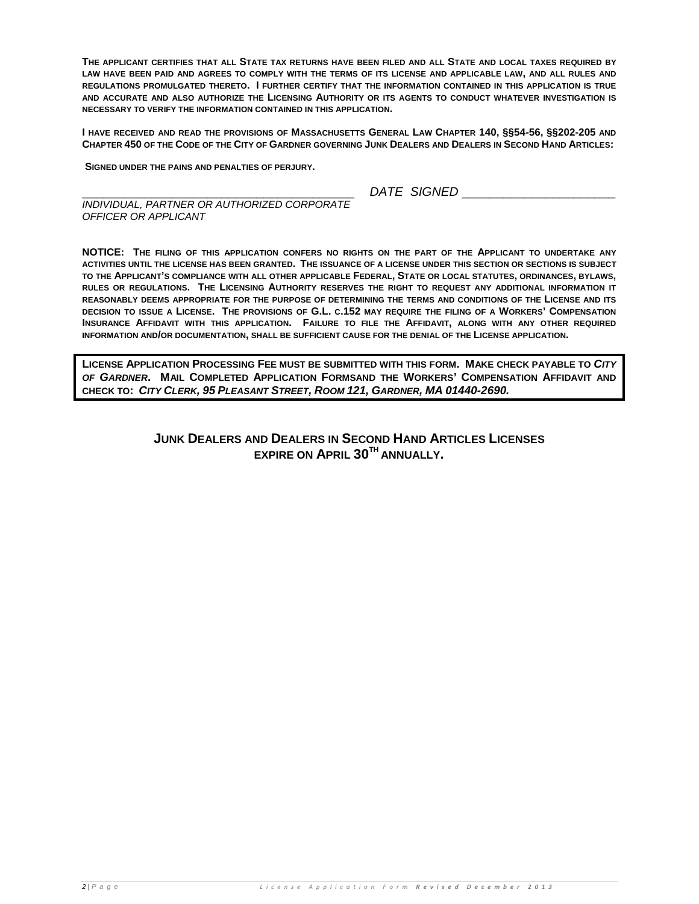**THE APPLICANT CERTIFIES THAT ALL STATE TAX RETURNS HAVE BEEN FILED AND ALL STATE AND LOCAL TAXES REQUIRED BY LAW HAVE BEEN PAID AND AGREES TO COMPLY WITH THE TERMS OF ITS LICENSE AND APPLICABLE LAW, AND ALL RULES AND REGULATIONS PROMULGATED THERETO. I FURTHER CERTIFY THAT THE INFORMATION CONTAINED IN THIS APPLICATION IS TRUE AND ACCURATE AND ALSO AUTHORIZE THE LICENSING AUTHORITY OR ITS AGENTS TO CONDUCT WHATEVER INVESTIGATION IS NECESSARY TO VERIFY THE INFORMATION CONTAINED IN THIS APPLICATION.**

**I HAVE RECEIVED AND READ THE PROVISIONS OF MASSACHUSETTS GENERAL LAW CHAPTER 140, §§54-56, §§202-205 AND CHAPTER 450 OF THE CODE OF THE CITY OF GARDNER GOVERNING JUNK DEALERS AND DEALERS IN SECOND HAND ARTICLES:**

**SIGNED UNDER THE PAINS AND PENALTIES OF PERJURY.**

_________________________________________ *DATE SIGNED* ______________________

*INDIVIDUAL, PARTNER OR AUTHORIZED CORPORATE OFFICER OR APPLICANT*

**NOTICE: THE FILING OF THIS APPLICATION CONFERS NO RIGHTS ON THE PART OF THE APPLICANT TO UNDERTAKE ANY ACTIVITIES UNTIL THE LICENSE HAS BEEN GRANTED. THE ISSUANCE OF A LICENSE UNDER THIS SECTION OR SECTIONS IS SUBJECT TO THE APPLICANT'S COMPLIANCE WITH ALL OTHER APPLICABLE FEDERAL, STATE OR LOCAL STATUTES, ORDINANCES, BYLAWS, RULES OR REGULATIONS. THE LICENSING AUTHORITY RESERVES THE RIGHT TO REQUEST ANY ADDITIONAL INFORMATION IT REASONABLY DEEMS APPROPRIATE FOR THE PURPOSE OF DETERMINING THE TERMS AND CONDITIONS OF THE LICENSE AND ITS DECISION TO ISSUE A LICENSE. THE PROVISIONS OF G.L. C.152 MAY REQUIRE THE FILING OF A WORKERS' COMPENSATION INSURANCE AFFIDAVIT WITH THIS APPLICATION. FAILURE TO FILE THE AFFIDAVIT, ALONG WITH ANY OTHER REQUIRED INFORMATION AND/OR DOCUMENTATION, SHALL BE SUFFICIENT CAUSE FOR THE DENIAL OF THE LICENSE APPLICATION.**

**LICENSE APPLICATION PROCESSING FEE MUST BE SUBMITTED WITH THIS FORM. MAKE CHECK PAYABLE TO *CITY OF GARDNER*. MAIL COMPLETED APPLICATION FORMSAND THE WORKERS' COMPENSATION AFFIDAVIT AND CHECK TO: *CITY CLERK, 95 PLEASANT STREET, ROOM 121, GARDNER, MA 01440-2690.***

## JUNK DEALERS AND DEALERS IN SECOND HAND ARTICLES LICENSES EXPIRE ON APRIL 30TH ANNUALLY.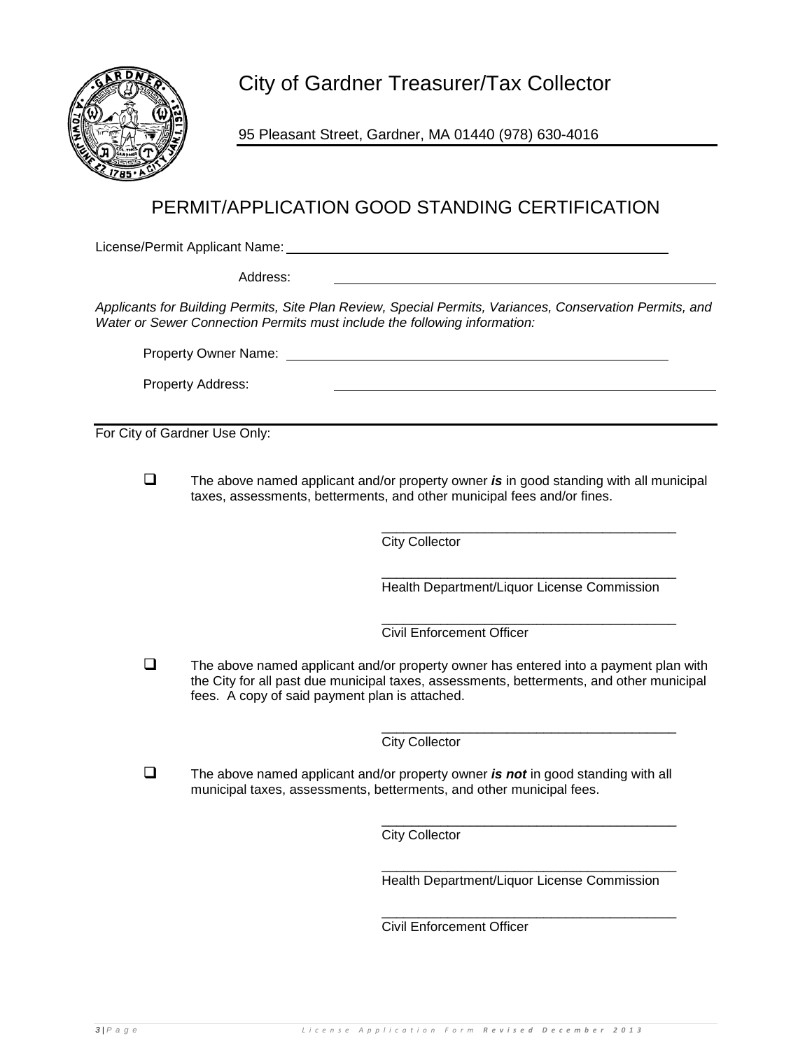# City of Gardner Treasurer/Tax Collector

95 Pleasant Street, Gardner, MA 01440 (978) 630-4016

## PERMIT/APPLICATION GOOD STANDING CERTIFICATION

License/Permit Applicant Name: ______________________________________________

Address: ______________________________________________

*Applicants for Building Permits, Site Plan Review, Special Permits, Variances, Conservation Permits, and Water or Sewer Connection Permits must include the following information:*

Property Owner Name: ______________________________________________

Property Address: ______________________________________________

---

For City of Gardner Use Only:

- ☐ The above named applicant and/or property owner ***is*** in good standing with all municipal taxes, assessments, betterments, and other municipal fees and/or fines.

  ______________________________________
  City Collector

  ______________________________________
  Health Department/Liquor License Commission

  ______________________________________
  Civil Enforcement Officer

- ☐ The above named applicant and/or property owner has entered into a payment plan with the City for all past due municipal taxes, assessments, betterments, and other municipal fees. A copy of said payment plan is attached.

  ______________________________________
  City Collector

- ☐ The above named applicant and/or property owner ***is not*** in good standing with all municipal taxes, assessments, betterments, and other municipal fees.

  ______________________________________
  City Collector

  ______________________________________
  Health Department/Liquor License Commission

  ______________________________________
  Civil Enforcement Officer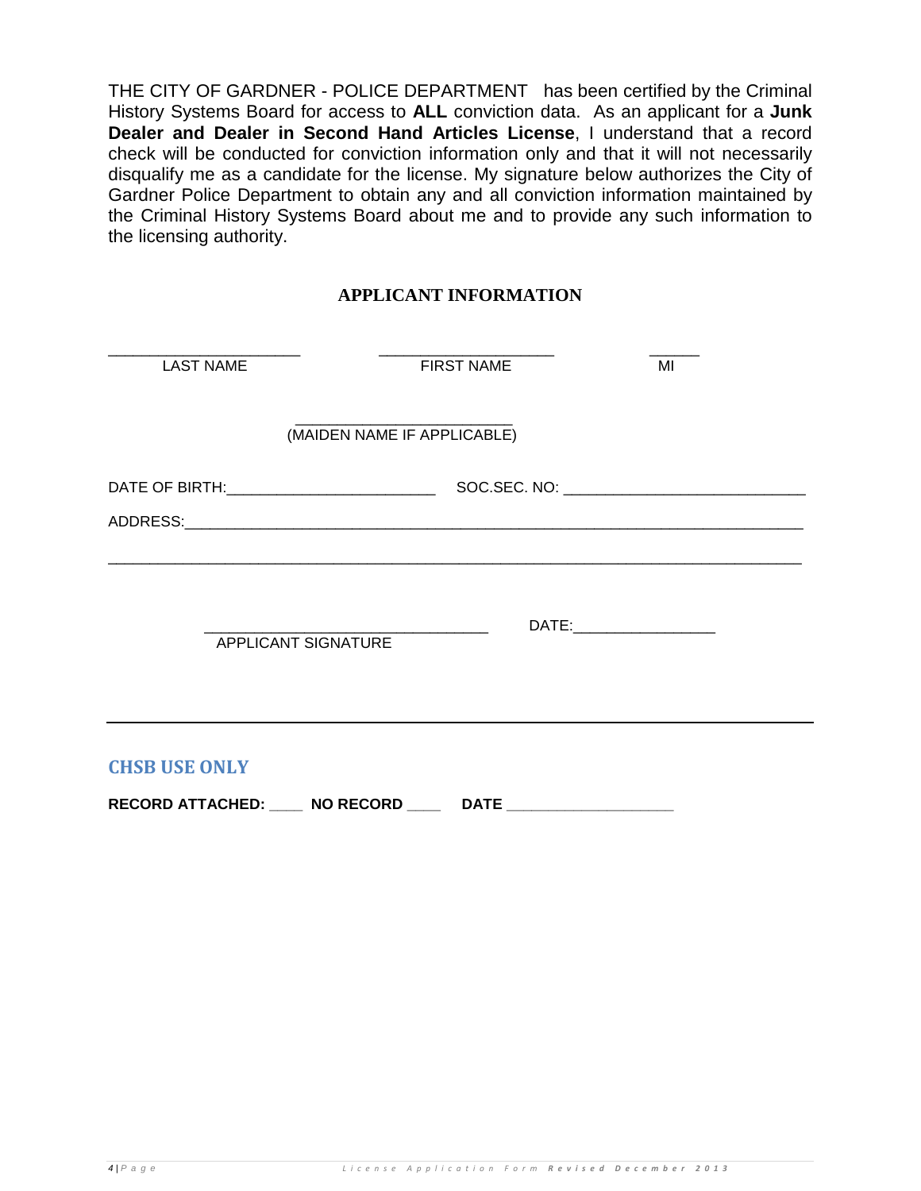THE CITY OF GARDNER - POLICE DEPARTMENT has been certified by the Criminal History Systems Board for access to **ALL** conviction data. As an applicant for a **Junk Dealer and Dealer in Second Hand Articles License**, I understand that a record check will be conducted for conviction information only and that it will not necessarily disqualify me as a candidate for the license. My signature below authorizes the City of Gardner Police Department to obtain any and all conviction information maintained by the Criminal History Systems Board about me and to provide any such information to the licensing authority.

## APPLICANT INFORMATION

______________________ ____________________ ______
LAST NAME FIRST NAME MI

_________________________
(MAIDEN NAME IF APPLICABLE)

DATE OF BIRTH:________________________ SOC.SEC. NO: ____________________________

ADDRESS:______________________________________________________________________________

______________________________________________________________________________

________________________________ DATE:_________________
APPLICANT SIGNATURE

---

## CHSB USE ONLY

**RECORD ATTACHED:** ____ **NO RECORD** ____ **DATE** ___________________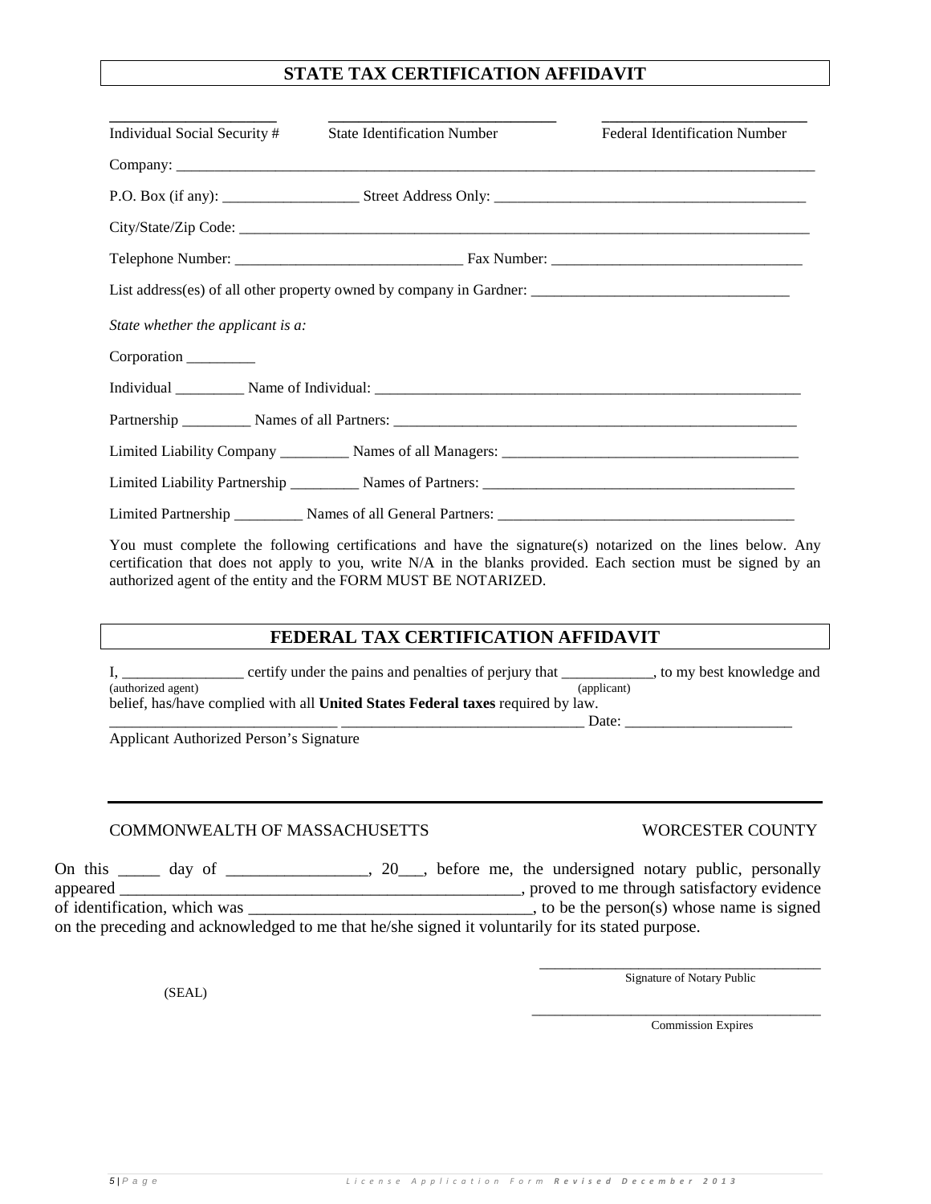## STATE TAX CERTIFICATION AFFIDAVIT

| ____________________ | ____________________ | ____________________ |
|---|---|---|
| Individual Social Security # | State Identification Number | Federal Identification Number |

Company: ______________________________________________________________________________________

P.O. Box (if any): __________________ Street Address Only: _________________________________________

City/State/Zip Code: ____________________________________________________________________________

Telephone Number: _____________________________ Fax Number: _________________________________

List address(es) of all other property owned by company in Gardner: _________________________________

*State whether the applicant is a:*

Corporation _________

Individual _________ Name of Individual: ___________________________________________________________

Partnership _________ Names of all Partners: ________________________________________________________

Limited Liability Company _________ Names of all Managers: ______________________________________

Limited Liability Partnership _________ Names of Partners: ________________________________________

Limited Partnership _________ Names of all General Partners: ______________________________________

You must complete the following certifications and have the signature(s) notarized on the lines below. Any certification that does not apply to you, write N/A in the blanks provided. Each section must be signed by an authorized agent of the entity and the FORM MUST BE NOTARIZED.

## FEDERAL TAX CERTIFICATION AFFIDAVIT

I, ________________ certify under the pains and penalties of perjury that ____________, to my best knowledge and
(authorized agent) (applicant)
belief, has/have complied with all **United States Federal taxes** required by law.

_____________________________ _______________________________ Date: ______________________

Applicant Authorized Person's Signature

---

COMMONWEALTH OF MASSACHUSETTS WORCESTER COUNTY

On this _____ day of _________________, 20___, before me, the undersigned notary public, personally appeared ___________________________________________________, proved to me through satisfactory evidence of identification, which was __________________________________, to be the person(s) whose name is signed on the preceding and acknowledged to me that he/she signed it voluntarily for its stated purpose.

_____________________________________
Signature of Notary Public

(SEAL)

_____________________________________
Commission Expires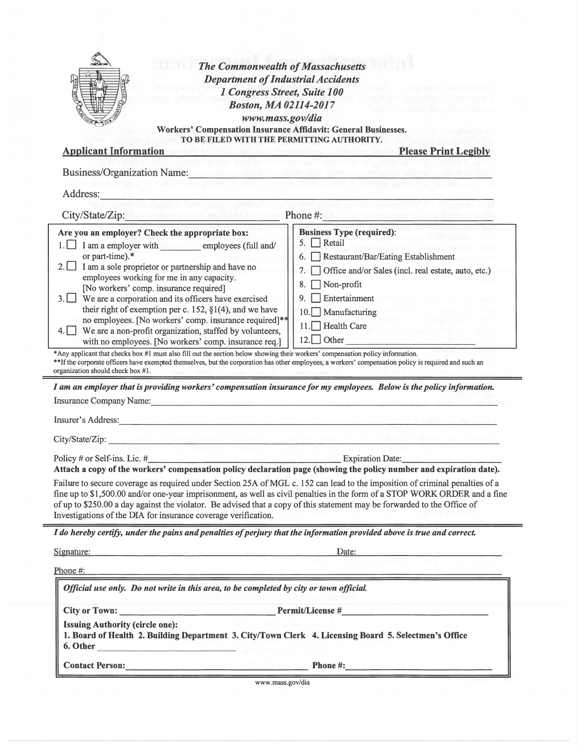**The Commonwealth of Massachusetts**
**Department of Industrial Accidents**
**1 Congress Street, Suite 100**
**Boston, MA 02114-2017**
**www.mass.gov/dia**

**Workers' Compensation Insurance Affidavit: General Businesses.**
**TO BE FILED WITH THE PERMITTING AUTHORITY.**

**Applicant Information** **Please Print Legibly**

Business/Organization Name: ______________________________

Address: ______________________________

City/State/Zip: ______________________________ Phone #: ______________________________

| Are you an employer? Check the appropriate box: | Business Type (required): |
|---|---|
| 1. ☐ I am a employer with ________ employees (full and/ or part-time).* | 5. ☐ Retail |
| 2. ☐ I am a sole proprietor or partnership and have no employees working for me in any capacity. [No workers' comp. insurance required] | 6. ☐ Restaurant/Bar/Eating Establishment |
| 3. ☐ We are a corporation and its officers have exercised their right of exemption per c. 152, §1(4), and we have no employees. [No workers' comp. insurance required]** | 7. ☐ Office and/or Sales (incl. real estate, auto, etc.) |
| 4. ☐ We are a non-profit organization, staffed by volunteers, with no employees. [No workers' comp. insurance req.] | 8. ☐ Non-profit |
| | 9. ☐ Entertainment |
| | 10. ☐ Manufacturing |
| | 11. ☐ Health Care |
| | 12. ☐ Other ________________ |

*Any applicant that checks box #1 must also fill out the section below showing their workers' compensation policy information.
**If the corporate officers have exempted themselves, but the corporation has other employees, a workers' compensation policy is required and such an organization should check box #1.

***I am an employer that is providing workers' compensation insurance for my employees. Below is the policy information.***

Insurance Company Name: ______________________________

Insurer's Address: ______________________________

City/State/Zip: ______________________________

Policy # or Self-ins. Lic. # ______________________________ Expiration Date: ____________

**Attach a copy of the workers' compensation policy declaration page (showing the policy number and expiration date).**

Failure to secure coverage as required under Section 25A of MGL c. 152 can lead to the imposition of criminal penalties of a fine up to $1,500.00 and/or one-year imprisonment, as well as civil penalties in the form of a STOP WORK ORDER and a fine of up to $250.00 a day against the violator. Be advised that a copy of this statement may be forwarded to the Office of Investigations of the DIA for insurance coverage verification.

***I do hereby certify, under the pains and penalties of perjury that the information provided above is true and correct.***

Signature: ______________________________ Date: ______________

Phone #: ______________________________

***Official use only. Do not write in this area, to be completed by city or town official.***

**City or Town:** ______________________ **Permit/License #** ______________________

**Issuing Authority (circle one):**
**1. Board of Health 2. Building Department 3. City/Town Clerk 4. Licensing Board 5. Selectmen's Office**
**6. Other** ______________________

**Contact Person:** ______________________ **Phone #:** ______________________

www.mass.gov/dia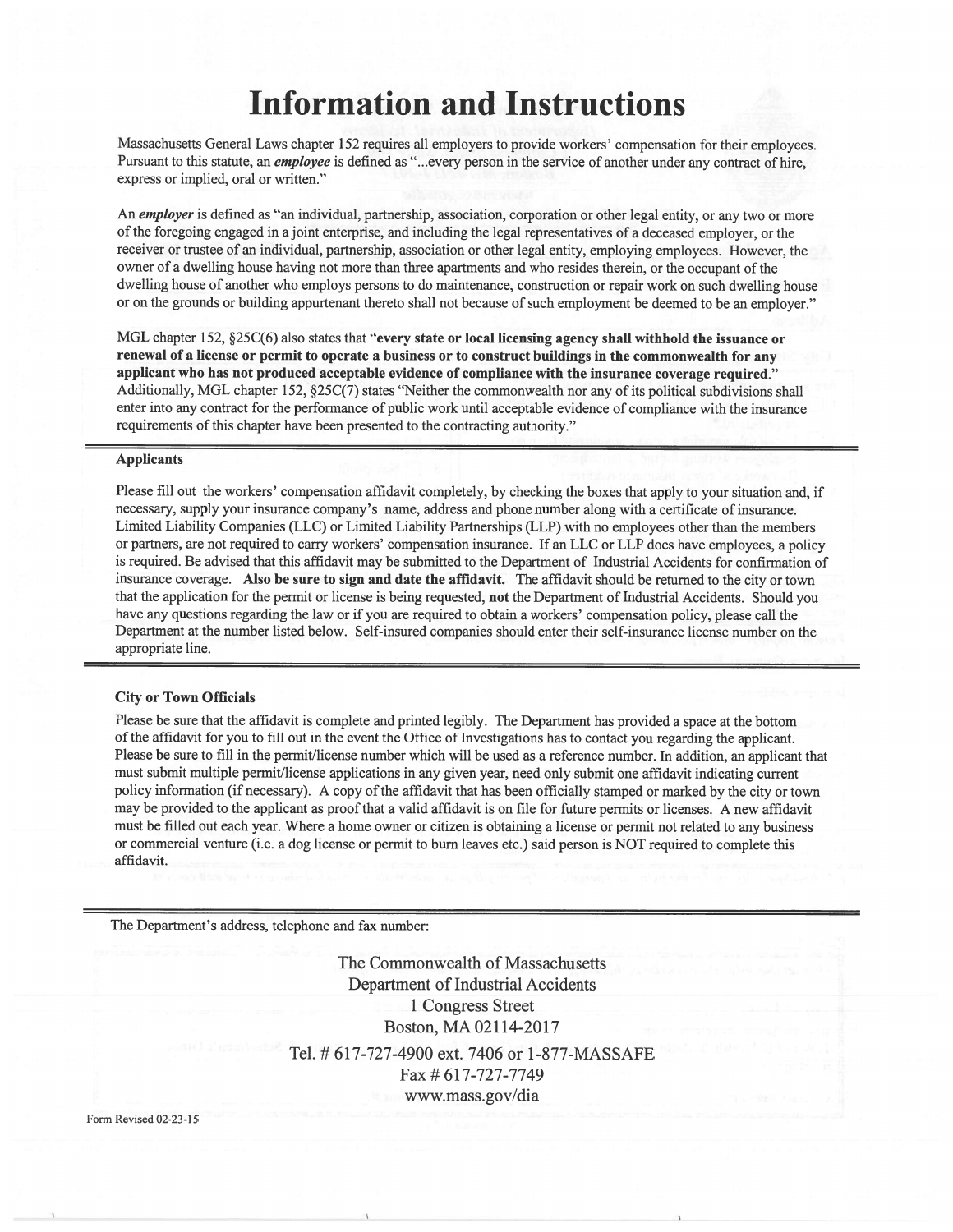# Information and Instructions

Massachusetts General Laws chapter 152 requires all employers to provide workers' compensation for their employees. Pursuant to this statute, an ***employee*** is defined as "...every person in the service of another under any contract of hire, express or implied, oral or written."

An ***employer*** is defined as "an individual, partnership, association, corporation or other legal entity, or any two or more of the foregoing engaged in a joint enterprise, and including the legal representatives of a deceased employer, or the receiver or trustee of an individual, partnership, association or other legal entity, employing employees. However, the owner of a dwelling house having not more than three apartments and who resides therein, or the occupant of the dwelling house of another who employs persons to do maintenance, construction or repair work on such dwelling house or on the grounds or building appurtenant thereto shall not because of such employment be deemed to be an employer."

MGL chapter 152, §25C(6) also states that "**every state or local licensing agency shall withhold the issuance or renewal of a license or permit to operate a business or to construct buildings in the commonwealth for any applicant who has not produced acceptable evidence of compliance with the insurance coverage required.**" Additionally, MGL chapter 152, §25C(7) states "Neither the commonwealth nor any of its political subdivisions shall enter into any contract for the performance of public work until acceptable evidence of compliance with the insurance requirements of this chapter have been presented to the contracting authority."

### Applicants

Please fill out the workers' compensation affidavit completely, by checking the boxes that apply to your situation and, if necessary, supply your insurance company's name, address and phone number along with a certificate of insurance. Limited Liability Companies (LLC) or Limited Liability Partnerships (LLP) with no employees other than the members or partners, are not required to carry workers' compensation insurance. If an LLC or LLP does have employees, a policy is required. Be advised that this affidavit may be submitted to the Department of Industrial Accidents for confirmation of insurance coverage. **Also be sure to sign and date the affidavit.** The affidavit should be returned to the city or town that the application for the permit or license is being requested, **not** the Department of Industrial Accidents. Should you have any questions regarding the law or if you are required to obtain a workers' compensation policy, please call the Department at the number listed below. Self-insured companies should enter their self-insurance license number on the appropriate line.

### City or Town Officials

Please be sure that the affidavit is complete and printed legibly. The Department has provided a space at the bottom of the affidavit for you to fill out in the event the Office of Investigations has to contact you regarding the applicant. Please be sure to fill in the permit/license number which will be used as a reference number. In addition, an applicant that must submit multiple permit/license applications in any given year, need only submit one affidavit indicating current policy information (if necessary). A copy of the affidavit that has been officially stamped or marked by the city or town may be provided to the applicant as proof that a valid affidavit is on file for future permits or licenses. A new affidavit must be filled out each year. Where a home owner or citizen is obtaining a license or permit not related to any business or commercial venture (i.e. a dog license or permit to burn leaves etc.) said person is NOT required to complete this affidavit.

The Department's address, telephone and fax number:

The Commonwealth of Massachusetts
Department of Industrial Accidents
1 Congress Street
Boston, MA 02114-2017
Tel. # 617-727-4900 ext. 7406 or 1-877-MASSAFE
Fax # 617-727-7749
www.mass.gov/dia

Form Revised 02-23-15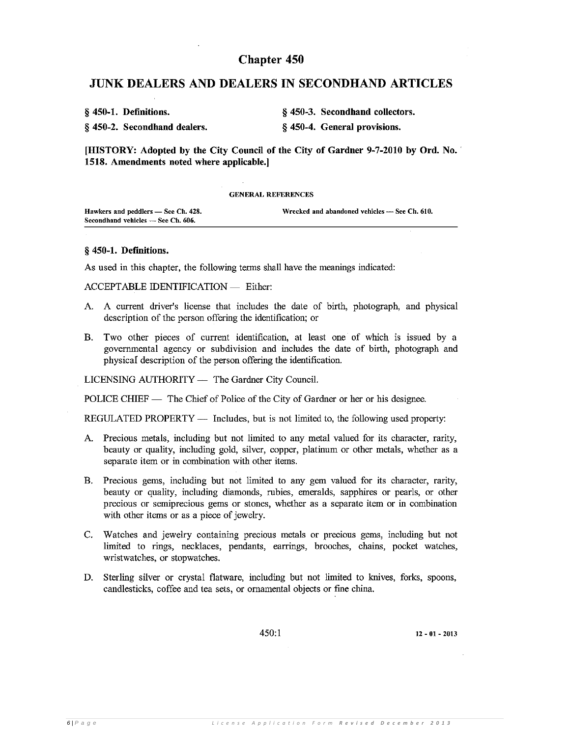# Chapter 450

## JUNK DEALERS AND DEALERS IN SECONDHAND ARTICLES

**§ 450-1. Definitions.**

**§ 450-2. Secondhand dealers.**

**§ 450-3. Secondhand collectors.**

**§ 450-4. General provisions.**

**[HISTORY: Adopted by the City Council of the City of Gardner 9-7-2010 by Ord. No. 1518. Amendments noted where applicable.]**

GENERAL REFERENCES

Hawkers and peddlers — See Ch. 428.
Secondhand vehicles — See Ch. 606.
Wrecked and abandoned vehicles — See Ch. 610.

### § 450-1. Definitions.

As used in this chapter, the following terms shall have the meanings indicated:

ACCEPTABLE IDENTIFICATION — Either:

A. A current driver's license that includes the date of birth, photograph, and physical description of the person offering the identification; or

B. Two other pieces of current identification, at least one of which is issued by a governmental agency or subdivision and includes the date of birth, photograph and physical description of the person offering the identification.

LICENSING AUTHORITY — The Gardner City Council.

POLICE CHIEF — The Chief of Police of the City of Gardner or her or his designee.

REGULATED PROPERTY — Includes, but is not limited to, the following used property:

A. Precious metals, including but not limited to any metal valued for its character, rarity, beauty or quality, including gold, silver, copper, platinum or other metals, whether as a separate item or in combination with other items.

B. Precious gems, including but not limited to any gem valued for its character, rarity, beauty or quality, including diamonds, rubies, emeralds, sapphires or pearls, or other precious or semiprecious gems or stones, whether as a separate item or in combination with other items or as a piece of jewelry.

C. Watches and jewelry containing precious metals or precious gems, including but not limited to rings, necklaces, pendants, earrings, brooches, chains, pocket watches, wristwatches, or stopwatches.

D. Sterling silver or crystal flatware, including but not limited to knives, forks, spoons, candlesticks, coffee and tea sets, or ornamental objects or fine china.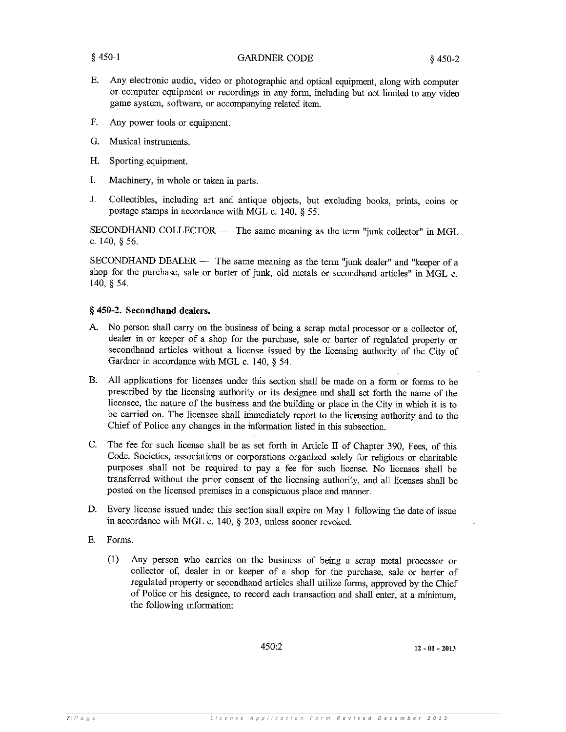E. Any electronic audio, video or photographic and optical equipment, along with computer or computer equipment or recordings in any form, including but not limited to any video game system, software, or accompanying related item.

F. Any power tools or equipment.

G. Musical instruments.

H. Sporting equipment.

I. Machinery, in whole or taken in parts.

J. Collectibles, including art and antique objects, but excluding books, prints, coins or postage stamps in accordance with MGL c. 140, § 55.

SECONDHAND COLLECTOR — The same meaning as the term "junk collector" in MGL c. 140, § 56.

SECONDHAND DEALER — The same meaning as the term "junk dealer" and "keeper of a shop for the purchase, sale or barter of junk, old metals or secondhand articles" in MGL c. 140, § 54.

### § 450-2. Secondhand dealers.

A. No person shall carry on the business of being a scrap metal processor or a collector of, dealer in or keeper of a shop for the purchase, sale or barter of regulated property or secondhand articles without a license issued by the licensing authority of the City of Gardner in accordance with MGL c. 140, § 54.

B. All applications for licenses under this section shall be made on a form or forms to be prescribed by the licensing authority or its designee and shall set forth the name of the licensee, the nature of the business and the building or place in the City in which it is to be carried on. The licensee shall immediately report to the licensing authority and to the Chief of Police any changes in the information listed in this subsection.

C. The fee for such license shall be as set forth in Article II of Chapter 390, Fees, of this Code. Societies, associations or corporations organized solely for religious or charitable purposes shall not be required to pay a fee for such license. No licenses shall be transferred without the prior consent of the licensing authority, and all licenses shall be posted on the licensed premises in a conspicuous place and manner.

D. Every license issued under this section shall expire on May 1 following the date of issue in accordance with MGL c. 140, § 203, unless sooner revoked.

E. Forms.

(1) Any person who carries on the business of being a scrap metal processor or collector of, dealer in or keeper of a shop for the purchase, sale or barter of regulated property or secondhand articles shall utilize forms, approved by the Chief of Police or his designee, to record each transaction and shall enter, at a minimum, the following information: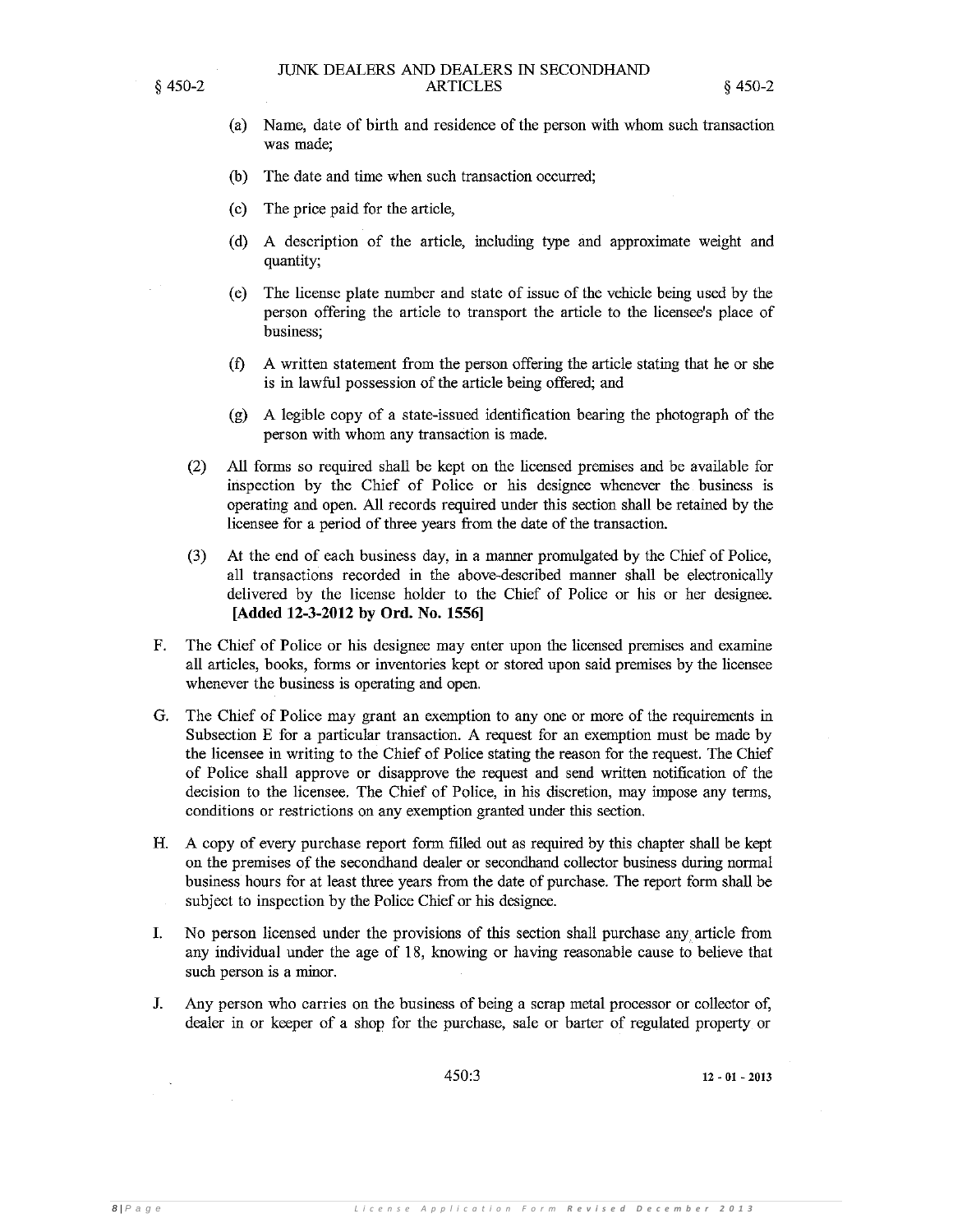(a) Name, date of birth and residence of the person with whom such transaction was made;

(b) The date and time when such transaction occurred;

(c) The price paid for the article,

(d) A description of the article, including type and approximate weight and quantity;

(e) The license plate number and state of issue of the vehicle being used by the person offering the article to transport the article to the licensee's place of business;

(f) A written statement from the person offering the article stating that he or she is in lawful possession of the article being offered; and

(g) A legible copy of a state-issued identification bearing the photograph of the person with whom any transaction is made.

(2) All forms so required shall be kept on the licensed premises and be available for inspection by the Chief of Police or his designee whenever the business is operating and open. All records required under this section shall be retained by the licensee for a period of three years from the date of the transaction.

(3) At the end of each business day, in a manner promulgated by the Chief of Police, all transactions recorded in the above-described manner shall be electronically delivered by the license holder to the Chief of Police or his or her designee. **[Added 12-3-2012 by Ord. No. 1556]**

F. The Chief of Police or his designee may enter upon the licensed premises and examine all articles, books, forms or inventories kept or stored upon said premises by the licensee whenever the business is operating and open.

G. The Chief of Police may grant an exemption to any one or more of the requirements in Subsection E for a particular transaction. A request for an exemption must be made by the licensee in writing to the Chief of Police stating the reason for the request. The Chief of Police shall approve or disapprove the request and send written notification of the decision to the licensee. The Chief of Police, in his discretion, may impose any terms, conditions or restrictions on any exemption granted under this section.

H. A copy of every purchase report form filled out as required by this chapter shall be kept on the premises of the secondhand dealer or secondhand collector business during normal business hours for at least three years from the date of purchase. The report form shall be subject to inspection by the Police Chief or his designee.

I. No person licensed under the provisions of this section shall purchase any article from any individual under the age of 18, knowing or having reasonable cause to believe that such person is a minor.

J. Any person who carries on the business of being a scrap metal processor or collector of, dealer in or keeper of a shop for the purchase, sale or barter of regulated property or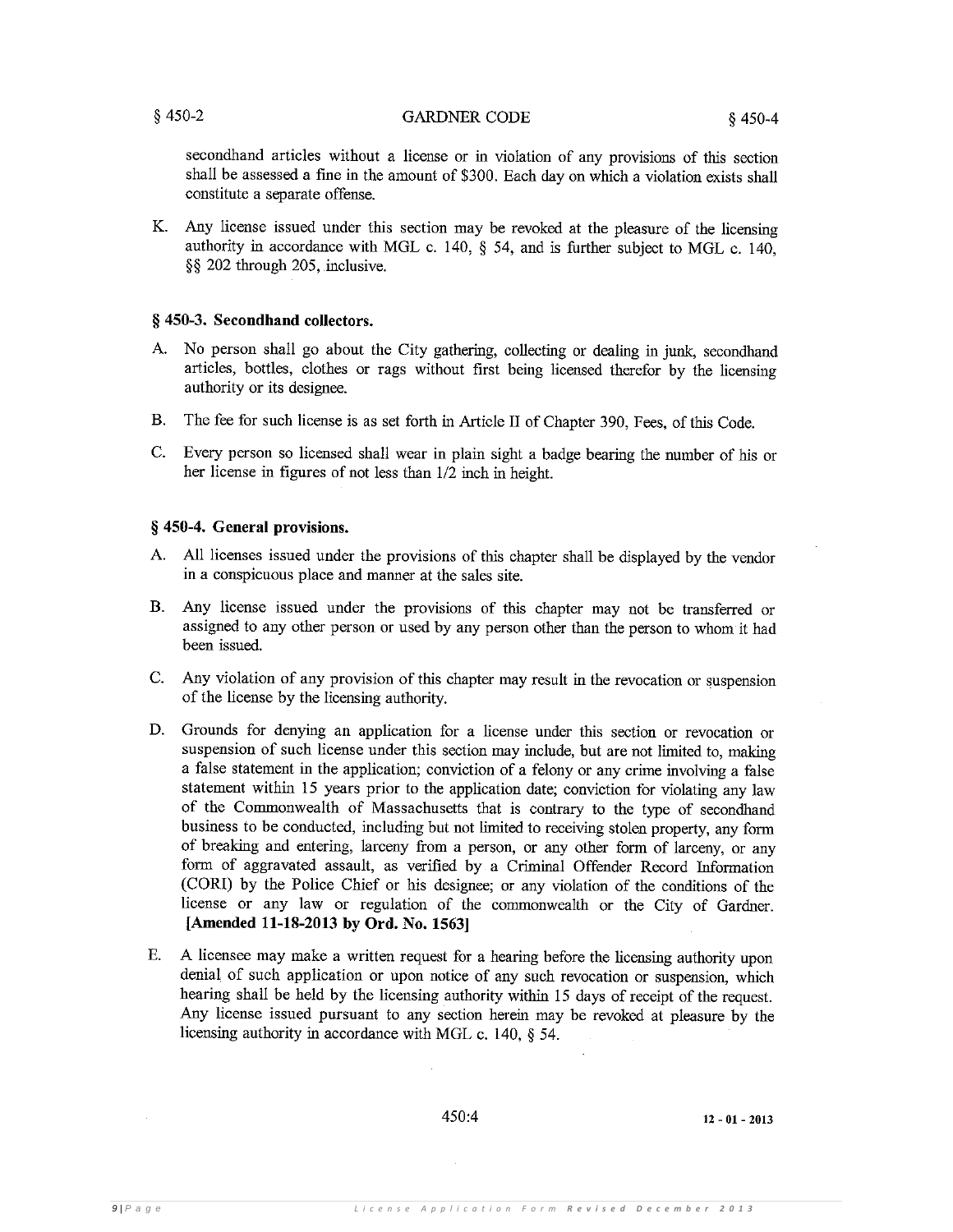secondhand articles without a license or in violation of any provisions of this section shall be assessed a fine in the amount of $300. Each day on which a violation exists shall constitute a separate offense.

K. Any license issued under this section may be revoked at the pleasure of the licensing authority in accordance with MGL c. 140, § 54, and is further subject to MGL c. 140, §§ 202 through 205, inclusive.

### § 450-3. Secondhand collectors.

A. No person shall go about the City gathering, collecting or dealing in junk, secondhand articles, bottles, clothes or rags without first being licensed therefor by the licensing authority or its designee.

B. The fee for such license is as set forth in Article II of Chapter 390, Fees, of this Code.

C. Every person so licensed shall wear in plain sight a badge bearing the number of his or her license in figures of not less than 1/2 inch in height.

### § 450-4. General provisions.

A. All licenses issued under the provisions of this chapter shall be displayed by the vendor in a conspicuous place and manner at the sales site.

B. Any license issued under the provisions of this chapter may not be transferred or assigned to any other person or used by any person other than the person to whom it had been issued.

C. Any violation of any provision of this chapter may result in the revocation or suspension of the license by the licensing authority.

D. Grounds for denying an application for a license under this section or revocation or suspension of such license under this section may include, but are not limited to, making a false statement in the application; conviction of a felony or any crime involving a false statement within 15 years prior to the application date; conviction for violating any law of the Commonwealth of Massachusetts that is contrary to the type of secondhand business to be conducted, including but not limited to receiving stolen property, any form of breaking and entering, larceny from a person, or any other form of larceny, or any form of aggravated assault, as verified by a Criminal Offender Record Information (CORI) by the Police Chief or his designee; or any violation of the conditions of the license or any law or regulation of the commonwealth or the City of Gardner. **[Amended 11-18-2013 by Ord. No. 1563]**

E. A licensee may make a written request for a hearing before the licensing authority upon denial of such application or upon notice of any such revocation or suspension, which hearing shall be held by the licensing authority within 15 days of receipt of the request. Any license issued pursuant to any section herein may be revoked at pleasure by the licensing authority in accordance with MGL c. 140, § 54.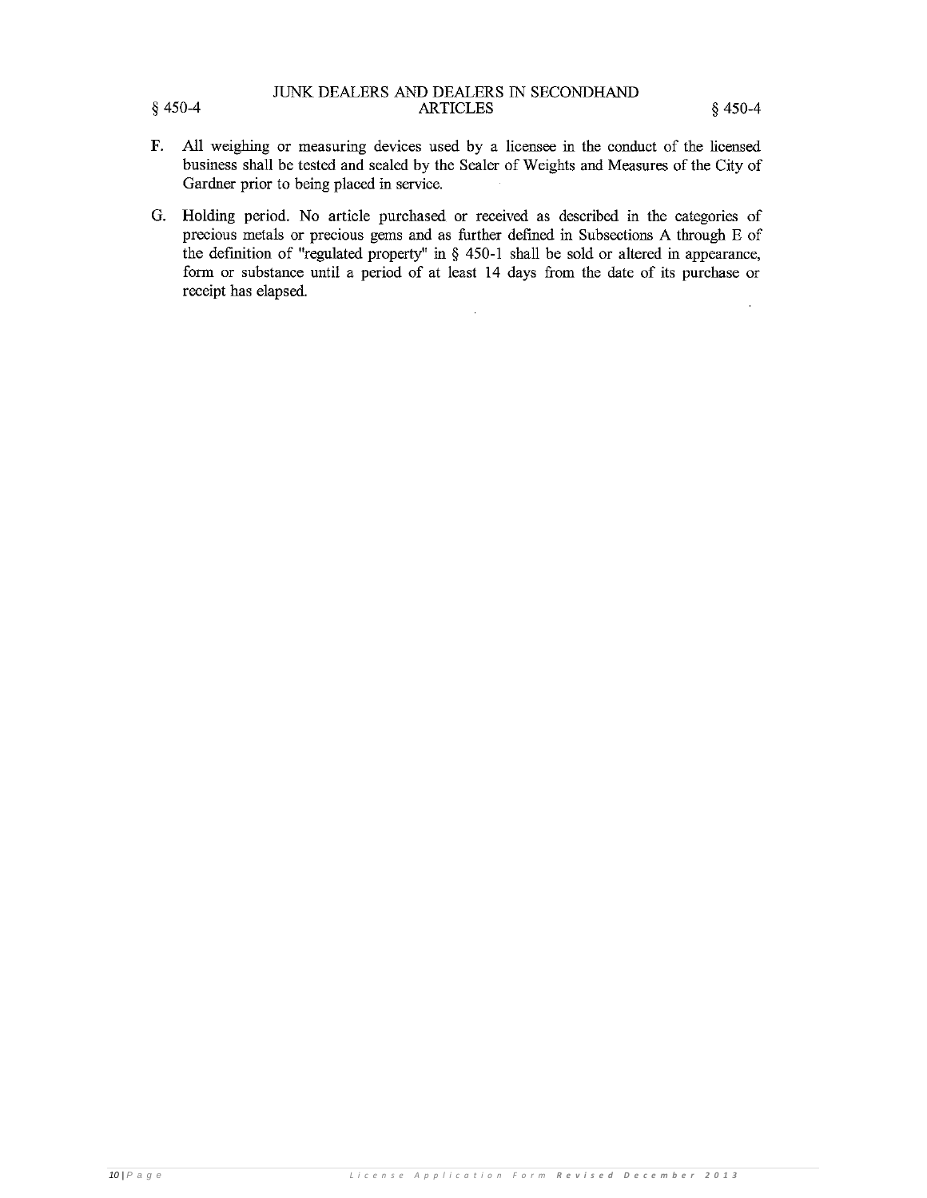F. All weighing or measuring devices used by a licensee in the conduct of the licensed business shall be tested and sealed by the Sealer of Weights and Measures of the City of Gardner prior to being placed in service.

G. Holding period. No article purchased or received as described in the categories of precious metals or precious gems and as further defined in Subsections A through E of the definition of "regulated property" in § 450-1 shall be sold or altered in appearance, form or substance until a period of at least 14 days from the date of its purchase or receipt has elapsed.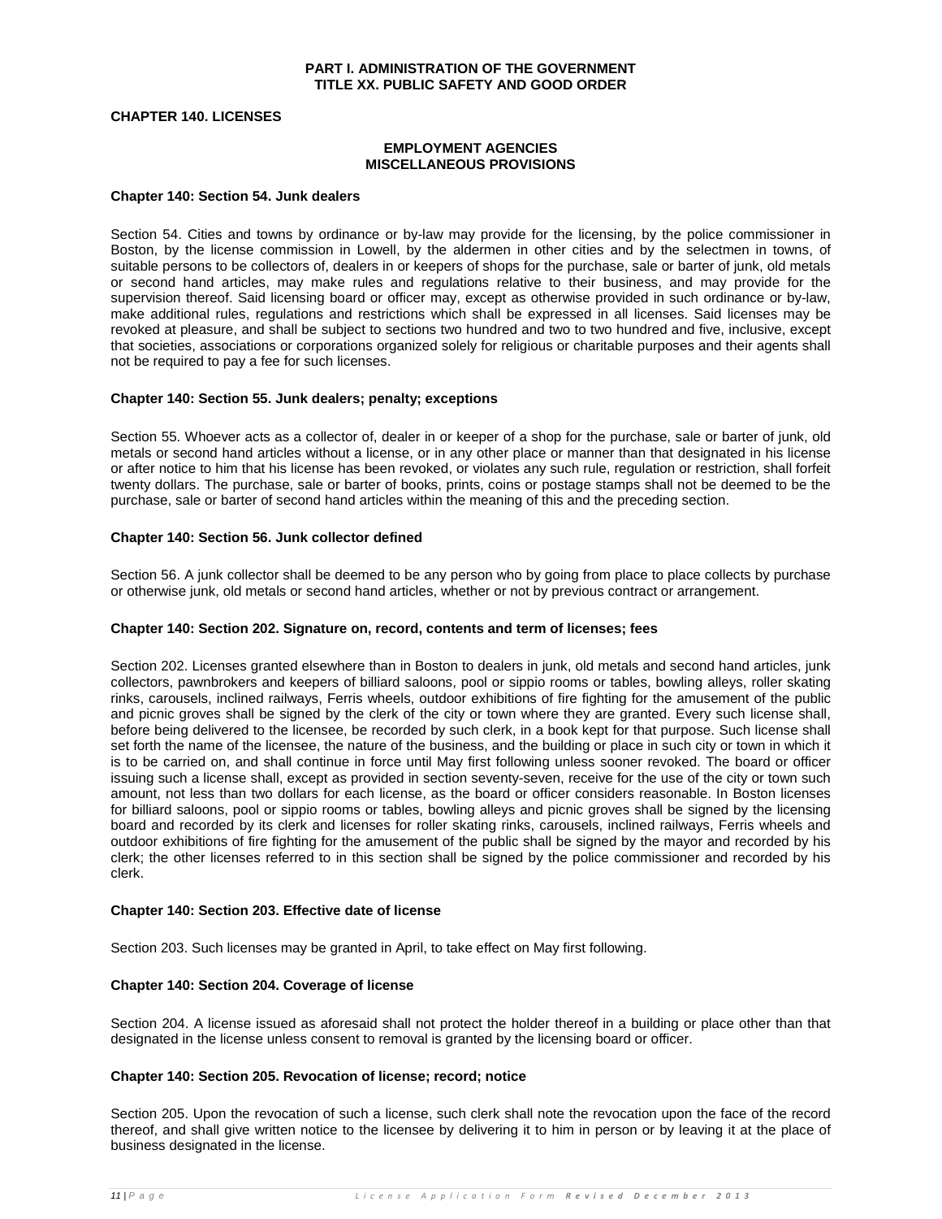**PART I. ADMINISTRATION OF THE GOVERNMENT**
**TITLE XX. PUBLIC SAFETY AND GOOD ORDER**

**CHAPTER 140. LICENSES**

**EMPLOYMENT AGENCIES**
**MISCELLANEOUS PROVISIONS**

#### Chapter 140: Section 54. Junk dealers

Section 54. Cities and towns by ordinance or by-law may provide for the licensing, by the police commissioner in Boston, by the license commission in Lowell, by the aldermen in other cities and by the selectmen in towns, of suitable persons to be collectors of, dealers in or keepers of shops for the purchase, sale or barter of junk, old metals or second hand articles, may make rules and regulations relative to their business, and may provide for the supervision thereof. Said licensing board or officer may, except as otherwise provided in such ordinance or by-law, make additional rules, regulations and restrictions which shall be expressed in all licenses. Said licenses may be revoked at pleasure, and shall be subject to sections two hundred and two to two hundred and five, inclusive, except that societies, associations or corporations organized solely for religious or charitable purposes and their agents shall not be required to pay a fee for such licenses.

#### Chapter 140: Section 55. Junk dealers; penalty; exceptions

Section 55. Whoever acts as a collector of, dealer in or keeper of a shop for the purchase, sale or barter of junk, old metals or second hand articles without a license, or in any other place or manner than that designated in his license or after notice to him that his license has been revoked, or violates any such rule, regulation or restriction, shall forfeit twenty dollars. The purchase, sale or barter of books, prints, coins or postage stamps shall not be deemed to be the purchase, sale or barter of second hand articles within the meaning of this and the preceding section.

#### Chapter 140: Section 56. Junk collector defined

Section 56. A junk collector shall be deemed to be any person who by going from place to place collects by purchase or otherwise junk, old metals or second hand articles, whether or not by previous contract or arrangement.

#### Chapter 140: Section 202. Signature on, record, contents and term of licenses; fees

Section 202. Licenses granted elsewhere than in Boston to dealers in junk, old metals and second hand articles, junk collectors, pawnbrokers and keepers of billiard saloons, pool or sippio rooms or tables, bowling alleys, roller skating rinks, carousels, inclined railways, Ferris wheels, outdoor exhibitions of fire fighting for the amusement of the public and picnic groves shall be signed by the clerk of the city or town where they are granted. Every such license shall, before being delivered to the licensee, be recorded by such clerk, in a book kept for that purpose. Such license shall set forth the name of the licensee, the nature of the business, and the building or place in such city or town in which it is to be carried on, and shall continue in force until May first following unless sooner revoked. The board or officer issuing such a license shall, except as provided in section seventy-seven, receive for the use of the city or town such amount, not less than two dollars for each license, as the board or officer considers reasonable. In Boston licenses for billiard saloons, pool or sippio rooms or tables, bowling alleys and picnic groves shall be signed by the licensing board and recorded by its clerk and licenses for roller skating rinks, carousels, inclined railways, Ferris wheels and outdoor exhibitions of fire fighting for the amusement of the public shall be signed by the mayor and recorded by his clerk; the other licenses referred to in this section shall be signed by the police commissioner and recorded by his clerk.

#### Chapter 140: Section 203. Effective date of license

Section 203. Such licenses may be granted in April, to take effect on May first following.

#### Chapter 140: Section 204. Coverage of license

Section 204. A license issued as aforesaid shall not protect the holder thereof in a building or place other than that designated in the license unless consent to removal is granted by the licensing board or officer.

#### Chapter 140: Section 205. Revocation of license; record; notice

Section 205. Upon the revocation of such a license, such clerk shall note the revocation upon the face of the record thereof, and shall give written notice to the licensee by delivering it to him in person or by leaving it at the place of business designated in the license.